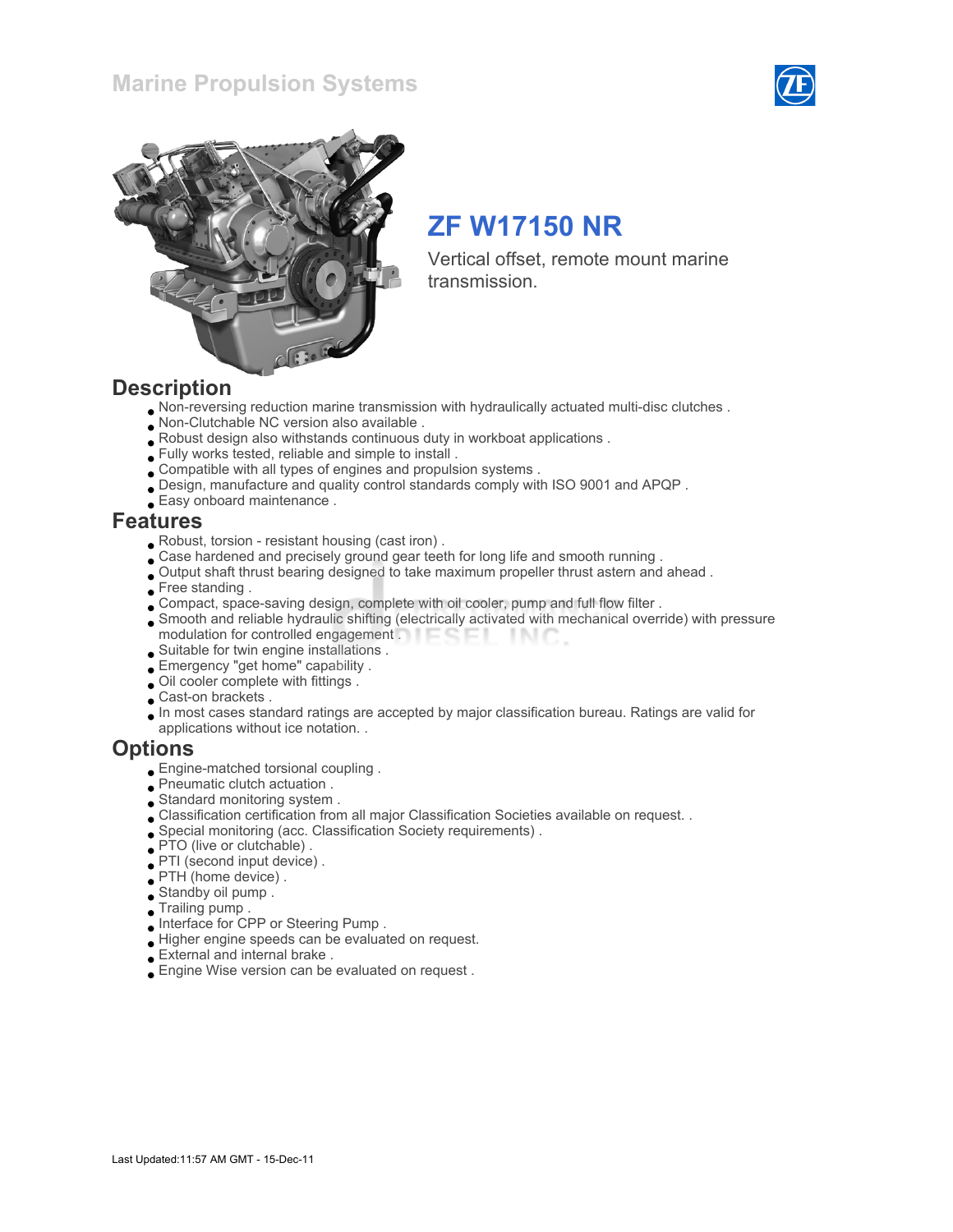# Marine Propulsion Systems

## ZF W17150 NR

Vertical offset, remote mount marine transmission.

## Description

- Non-reversing reduction marine transmission with hydraulically actuated multi-disc clutches .
- Non-Clutchable NC version also available .
- Robust design also withstands continuous duty in workboat applications .
- Fully works tested, reliable and simple to install .
- Compatible with all types of engines and propulsion systems .
- Design, manufacture and quality control standards comply with ISO 9001 and APQP .
- Easy onboard maintenance .

## Features

- Robust, torsion - resistant housing (cast iron) .
- Case hardened and precisely ground gear teeth for long life and smooth running .
- Output shaft thrust bearing designed to take maximum propeller thrust astern and ahead .
- Free standing .
- Compact, space-saving design, complete with oil cooler, pump and full flow filter .
- Smooth and reliable hydraulic shifting (electrically activated with mechanical override) with pressure modulation for controlled engagement .
- Suitable for twin engine installations .
- Emergency "get home" capability .
- Oil cooler complete with fittings .
- Cast-on brackets .
- In most cases standard ratings are accepted by major classification bureau. Ratings are valid for applications without ice notation. .

## Options

- Engine-matched torsional coupling .
- Pneumatic clutch actuation .
- Standard monitoring system .
- Classification certification from all major Classification Societies available on request. .
- Special monitoring (acc. Classification Society requirements) .
- PTO (live or clutchable) .
- PTI (second input device) .
- PTH (home device) .
- Standby oil pump .
- Trailing pump .
- Interface for CPP or Steering Pump .
- Higher engine speeds can be evaluated on request.
- External and internal brake .
- Engine Wise version can be evaluated on request .

Last Updated:11:57 AM GMT - 15-Dec-11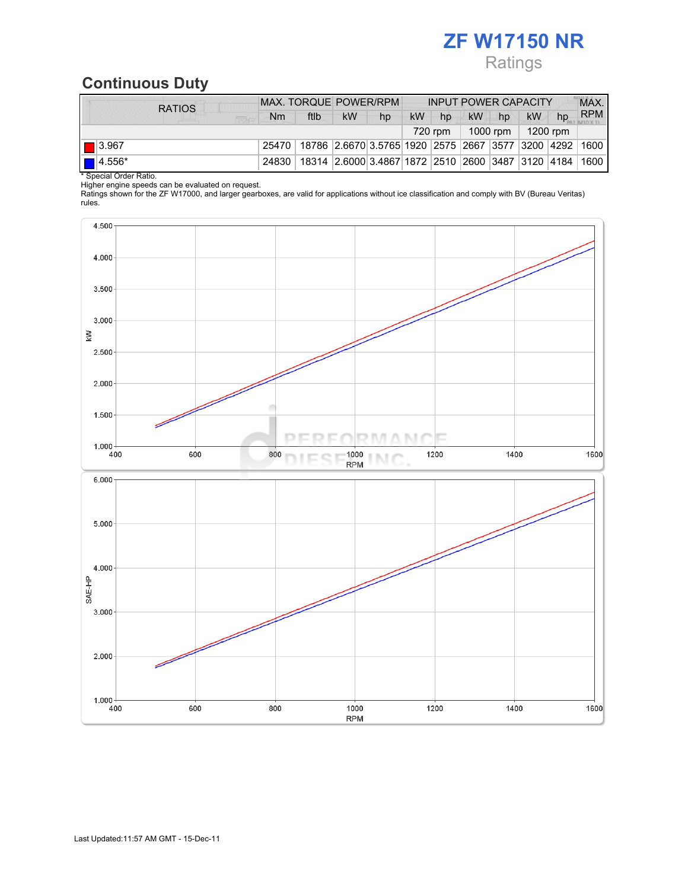# ZF W17150 NR

Ratings

## Continuous Duty

| RATIOS | MAX. TORQUE | | POWER/RPM | | INPUT POWER CAPACITY | | | | | | MAX. RPM |
|---|---|---|---|---|---|---|---|---|---|---|---|
| | Nm | ftlb | kW | hp | kW | hp | kW | hp | kW | hp | |
| | | | | | 720 rpm | | 1000 rpm | | 1200 rpm | | |
| 3.967 | 25470 | 18786 | 2.6670 | 3.5765 | 1920 | 2575 | 2667 | 3577 | 3200 | 4292 | 1600 |
| 4.556* | 24830 | 18314 | 2.6000 | 3.4867 | 1872 | 2510 | 2600 | 3487 | 3120 | 4184 | 1600 |

* Special Order Ratio.
Higher engine speeds can be evaluated on request.
Ratings shown for the ZF W17000, and larger gearboxes, are valid for applications without ice classification and comply with BV (Bureau Veritas) rules.

Last Updated:11:57 AM GMT - 15-Dec-11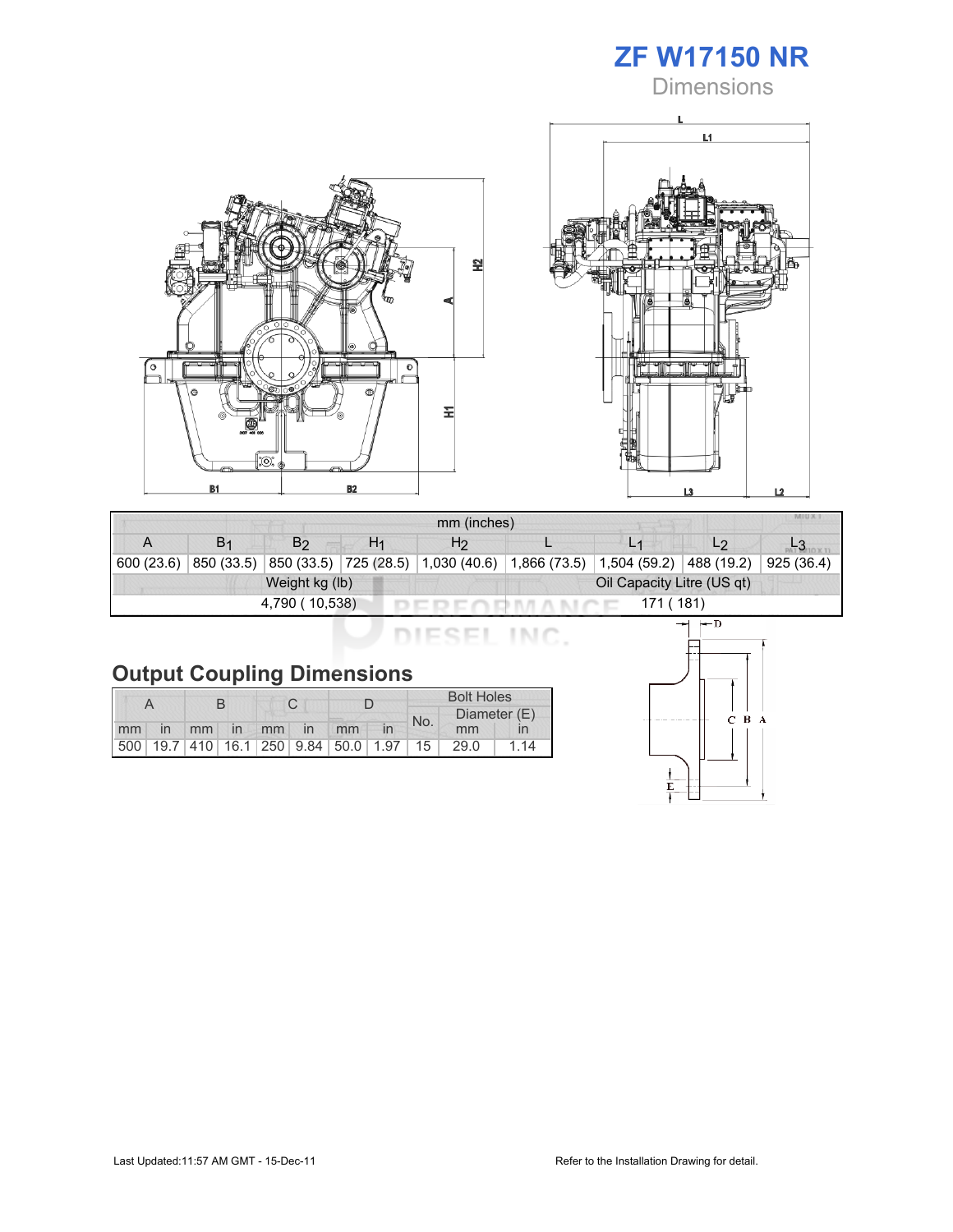# ZF W17150 NR

## Dimensions

| mm (inches) | | | | | | | | |
|---|---|---|---|---|---|---|---|---|
| A | $B_1$ | $B_2$ | $H_1$ | $H_2$ | L | $L_1$ | $L_2$ | $L_3$ |
| 600 (23.6) | 850 (33.5) | 850 (33.5) | 725 (28.5) | 1,030 (40.6) | 1,866 (73.5) | 1,504 (59.2) | 488 (19.2) | 925 (36.4) |
| Weight kg (lb) | | | | | Oil Capacity Litre (US qt) | | | |
| 4,790 ( 10,538) | | | | | 171 ( 181) | | | |

## Output Coupling Dimensions

| A | | B | | C | | D | | Bolt Holes | | |
|---|---|---|---|---|---|---|---|---|---|---|
| | | | | | | | | No. | Diameter (E) | |
| mm | in | mm | in | mm | in | mm | in | | mm | in |
| 500 | 19.7 | 410 | 16.1 | 250 | 9.84 | 50.0 | 1.97 | 15 | 29.0 | 1.14 |

Last Updated:11:57 AM GMT - 15-Dec-11

Refer to the Installation Drawing for detail.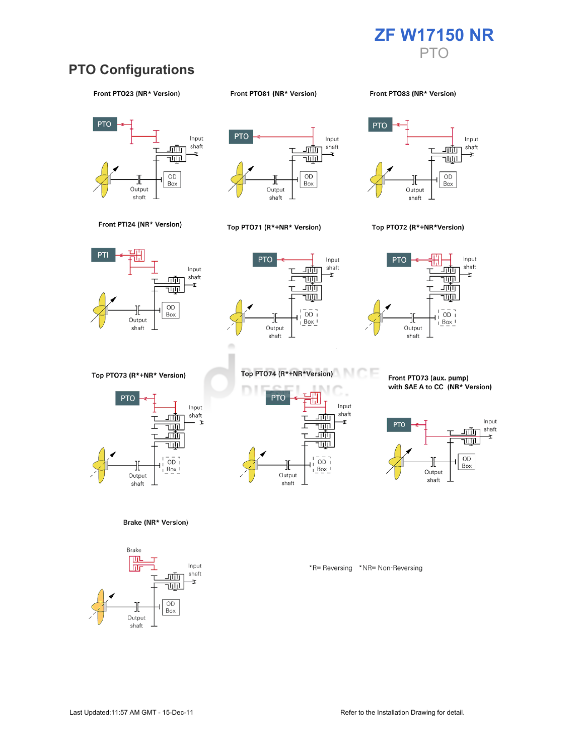# ZF W17150 NR

PTO

## PTO Configurations

**Front PTO23 (NR* Version)**

PTO

Input shaft

OD Box

Output shaft

**Front PTO81 (NR* Version)**

PTO

Input shaft

OD Box

Output shaft

**Front PTO83 (NR* Version)**

PTO

Input shaft

OD Box

Output shaft

**Front PTI24 (NR* Version)**

PTI

Input shaft

OD Box

Output shaft

**Top PTO71 (R*+NR* Version)**

PTO

Input shaft

OD Box

Output shaft

**Top PTO72 (R*+NR*Version)**

PTO

Input shaft

OD Box

Output shaft

**Top PTO73 (R*+NR* Version)**

PTO

Input shaft

OD Box

Output shaft

**Top PTO74 (R*+NR*Version)**

PTO

Input shaft

OD Box

Output shaft

**Front PTO73 (aux. pump) with SAE A to CC (NR* Version)**

PTO

Input shaft

OD Box

Output shaft

**Brake (NR* Version)**

Brake

Input shaft

OD Box

Output shaft

*R= Reversing *NR= Non-Reversing

Last Updated:11:57 AM GMT - 15-Dec-11

Refer to the Installation Drawing for detail.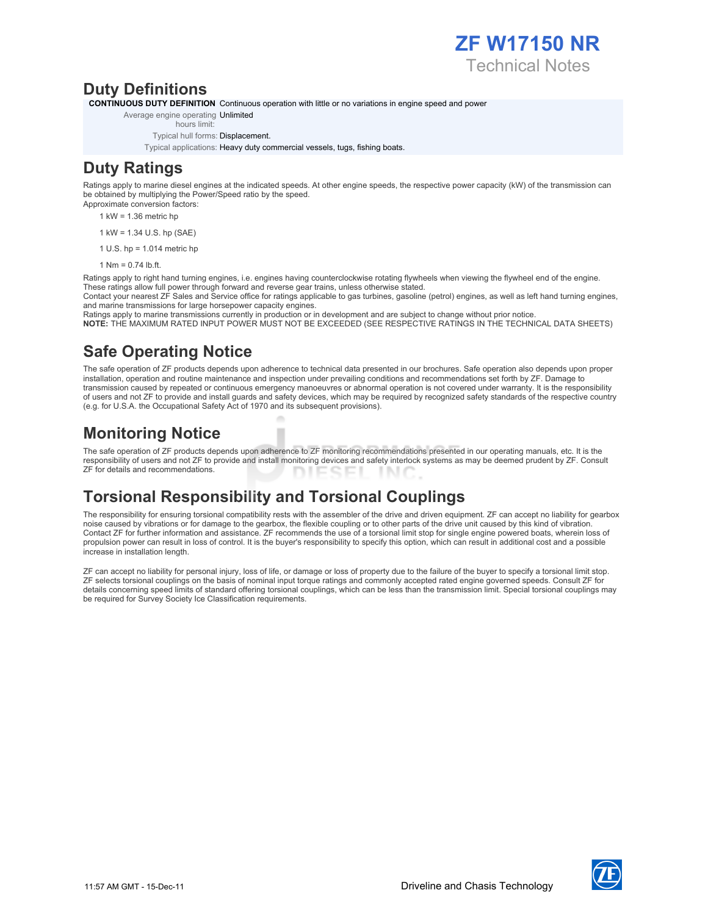# ZF W17150 NR

Technical Notes

## Duty Definitions

| | |
|---|---|
| **CONTINUOUS DUTY DEFINITION** | Continuous operation with little or no variations in engine speed and power |
| Average engine operating hours limit: | Unlimited |
| Typical hull forms: | Displacement. |
| Typical applications: | Heavy duty commercial vessels, tugs, fishing boats. |

## Duty Ratings

Ratings apply to marine diesel engines at the indicated speeds. At other engine speeds, the respective power capacity (kW) of the transmission can be obtained by multiplying the Power/Speed ratio by the speed.
Approximate conversion factors:

1 kW = 1.36 metric hp

1 kW = 1.34 U.S. hp (SAE)

1 U.S. hp = 1.014 metric hp

1 Nm = 0.74 lb.ft.

Ratings apply to right hand turning engines, i.e. engines having counterclockwise rotating flywheels when viewing the flywheel end of the engine. These ratings allow full power through forward and reverse gear trains, unless otherwise stated.
Contact your nearest ZF Sales and Service office for ratings applicable to gas turbines, gasoline (petrol) engines, as well as left hand turning engines, and marine transmissions for large horsepower capacity engines.
Ratings apply to marine transmissions currently in production or in development and are subject to change without prior notice.
**NOTE:** THE MAXIMUM RATED INPUT POWER MUST NOT BE EXCEEDED (SEE RESPECTIVE RATINGS IN THE TECHNICAL DATA SHEETS)

## Safe Operating Notice

The safe operation of ZF products depends upon adherence to technical data presented in our brochures. Safe operation also depends upon proper installation, operation and routine maintenance and inspection under prevailing conditions and recommendations set forth by ZF. Damage to transmission caused by repeated or continuous emergency manoeuvres or abnormal operation is not covered under warranty. It is the responsibility of users and not ZF to provide and install guards and safety devices, which may be required by recognized safety standards of the respective country (e.g. for U.S.A. the Occupational Safety Act of 1970 and its subsequent provisions).

## Monitoring Notice

The safe operation of ZF products depends upon adherence to ZF monitoring recommendations presented in our operating manuals, etc. It is the responsibility of users and not ZF to provide and install monitoring devices and safety interlock systems as may be deemed prudent by ZF. Consult ZF for details and recommendations.

## Torsional Responsibility and Torsional Couplings

The responsibility for ensuring torsional compatibility rests with the assembler of the drive and driven equipment. ZF can accept no liability for gearbox noise caused by vibrations or for damage to the gearbox, the flexible coupling or to other parts of the drive unit caused by this kind of vibration. Contact ZF for further information and assistance. ZF recommends the use of a torsional limit stop for single engine powered boats, wherein loss of propulsion power can result in loss of control. It is the buyer's responsibility to specify this option, which can result in additional cost and a possible increase in installation length.

ZF can accept no liability for personal injury, loss of life, or damage or loss of property due to the failure of the buyer to specify a torsional limit stop. ZF selects torsional couplings on the basis of nominal input torque ratings and commonly accepted rated engine governed speeds. Consult ZF for details concerning speed limits of standard offering torsional couplings, which can be less than the transmission limit. Special torsional couplings may be required for Survey Society Ice Classification requirements.